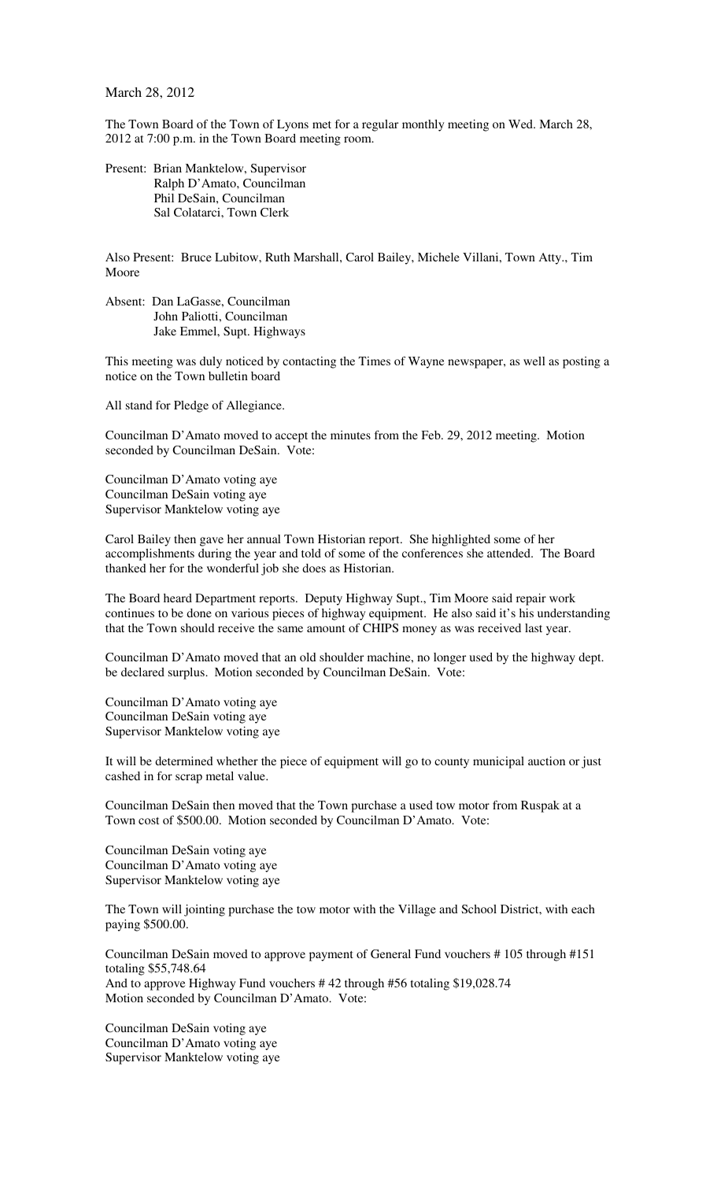March 28, 2012

The Town Board of the Town of Lyons met for a regular monthly meeting on Wed. March 28, 2012 at 7:00 p.m. in the Town Board meeting room.

Present: Brian Manktelow, Supervisor
Ralph D'Amato, Councilman
Phil DeSain, Councilman
Sal Colatarci, Town Clerk

Also Present: Bruce Lubitow, Ruth Marshall, Carol Bailey, Michele Villani, Town Atty., Tim Moore

Absent: Dan LaGasse, Councilman
John Paliotti, Councilman
Jake Emmel, Supt. Highways

This meeting was duly noticed by contacting the Times of Wayne newspaper, as well as posting a notice on the Town bulletin board

All stand for Pledge of Allegiance.

Councilman D'Amato moved to accept the minutes from the Feb. 29, 2012 meeting. Motion seconded by Councilman DeSain. Vote:

Councilman D'Amato voting aye
Councilman DeSain voting aye
Supervisor Manktelow voting aye

Carol Bailey then gave her annual Town Historian report. She highlighted some of her accomplishments during the year and told of some of the conferences she attended. The Board thanked her for the wonderful job she does as Historian.

The Board heard Department reports. Deputy Highway Supt., Tim Moore said repair work continues to be done on various pieces of highway equipment. He also said it's his understanding that the Town should receive the same amount of CHIPS money as was received last year.

Councilman D'Amato moved that an old shoulder machine, no longer used by the highway dept. be declared surplus. Motion seconded by Councilman DeSain. Vote:

Councilman D'Amato voting aye
Councilman DeSain voting aye
Supervisor Manktelow voting aye

It will be determined whether the piece of equipment will go to county municipal auction or just cashed in for scrap metal value.

Councilman DeSain then moved that the Town purchase a used tow motor from Ruspak at a Town cost of $500.00. Motion seconded by Councilman D'Amato. Vote:

Councilman DeSain voting aye
Councilman D'Amato voting aye
Supervisor Manktelow voting aye

The Town will jointing purchase the tow motor with the Village and School District, with each paying $500.00.

Councilman DeSain moved to approve payment of General Fund vouchers # 105 through #151 totaling $55,748.64
And to approve Highway Fund vouchers # 42 through #56 totaling $19,028.74
Motion seconded by Councilman D'Amato. Vote:

Councilman DeSain voting aye
Councilman D'Amato voting aye
Supervisor Manktelow voting aye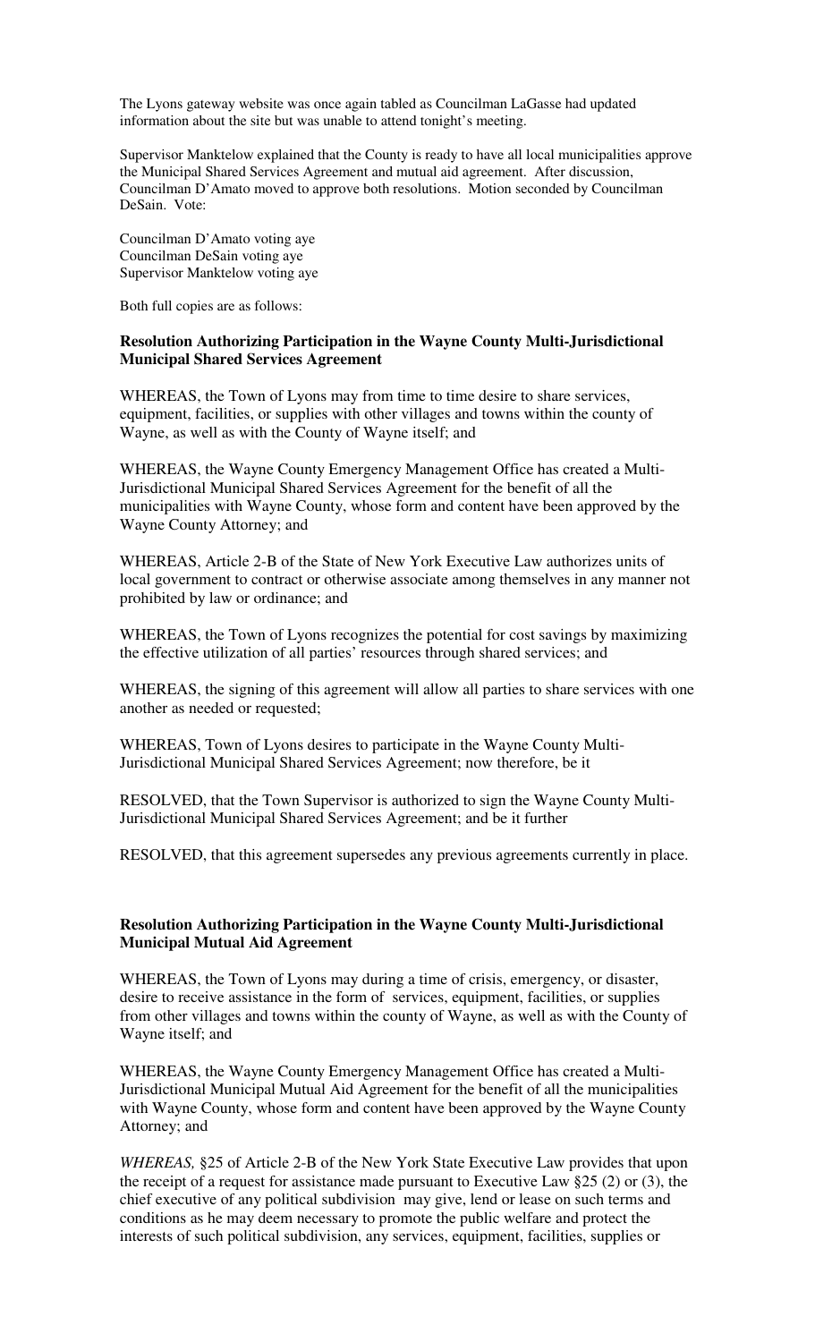The Lyons gateway website was once again tabled as Councilman LaGasse had updated information about the site but was unable to attend tonight's meeting.

Supervisor Manktelow explained that the County is ready to have all local municipalities approve the Municipal Shared Services Agreement and mutual aid agreement. After discussion, Councilman D'Amato moved to approve both resolutions. Motion seconded by Councilman DeSain. Vote:

Councilman D'Amato voting aye
Councilman DeSain voting aye
Supervisor Manktelow voting aye

Both full copies are as follows:

**Resolution Authorizing Participation in the Wayne County Multi-Jurisdictional Municipal Shared Services Agreement**

WHEREAS, the Town of Lyons may from time to time desire to share services, equipment, facilities, or supplies with other villages and towns within the county of Wayne, as well as with the County of Wayne itself; and

WHEREAS, the Wayne County Emergency Management Office has created a Multi-Jurisdictional Municipal Shared Services Agreement for the benefit of all the municipalities with Wayne County, whose form and content have been approved by the Wayne County Attorney; and

WHEREAS, Article 2-B of the State of New York Executive Law authorizes units of local government to contract or otherwise associate among themselves in any manner not prohibited by law or ordinance; and

WHEREAS, the Town of Lyons recognizes the potential for cost savings by maximizing the effective utilization of all parties' resources through shared services; and

WHEREAS, the signing of this agreement will allow all parties to share services with one another as needed or requested;

WHEREAS, Town of Lyons desires to participate in the Wayne County Multi-Jurisdictional Municipal Shared Services Agreement; now therefore, be it

RESOLVED, that the Town Supervisor is authorized to sign the Wayne County Multi-Jurisdictional Municipal Shared Services Agreement; and be it further

RESOLVED, that this agreement supersedes any previous agreements currently in place.

**Resolution Authorizing Participation in the Wayne County Multi-Jurisdictional Municipal Mutual Aid Agreement**

WHEREAS, the Town of Lyons may during a time of crisis, emergency, or disaster, desire to receive assistance in the form of services, equipment, facilities, or supplies from other villages and towns within the county of Wayne, as well as with the County of Wayne itself; and

WHEREAS, the Wayne County Emergency Management Office has created a Multi-Jurisdictional Municipal Mutual Aid Agreement for the benefit of all the municipalities with Wayne County, whose form and content have been approved by the Wayne County Attorney; and

*WHEREAS,* §25 of Article 2-B of the New York State Executive Law provides that upon the receipt of a request for assistance made pursuant to Executive Law §25 (2) or (3), the chief executive of any political subdivision may give, lend or lease on such terms and conditions as he may deem necessary to promote the public welfare and protect the interests of such political subdivision, any services, equipment, facilities, supplies or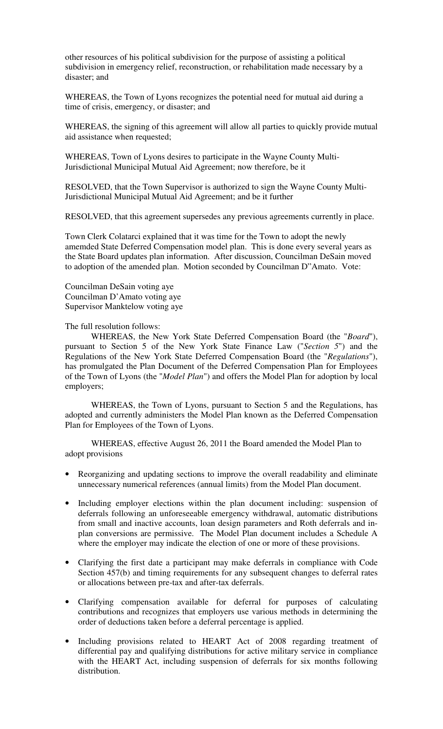other resources of his political subdivision for the purpose of assisting a political subdivision in emergency relief, reconstruction, or rehabilitation made necessary by a disaster; and

WHEREAS, the Town of Lyons recognizes the potential need for mutual aid during a time of crisis, emergency, or disaster; and

WHEREAS, the signing of this agreement will allow all parties to quickly provide mutual aid assistance when requested;

WHEREAS, Town of Lyons desires to participate in the Wayne County Multi-Jurisdictional Municipal Mutual Aid Agreement; now therefore, be it

RESOLVED, that the Town Supervisor is authorized to sign the Wayne County Multi-Jurisdictional Municipal Mutual Aid Agreement; and be it further

RESOLVED, that this agreement supersedes any previous agreements currently in place.

Town Clerk Colatarci explained that it was time for the Town to adopt the newly amemded State Deferred Compensation model plan. This is done every several years as the State Board updates plan information. After discussion, Councilman DeSain moved to adoption of the amended plan. Motion seconded by Councilman D"Amato. Vote:

Councilman DeSain voting aye
Councilman D'Amato voting aye
Supervisor Manktelow voting aye

The full resolution follows:

WHEREAS, the New York State Deferred Compensation Board (the "*Board*"), pursuant to Section 5 of the New York State Finance Law ("*Section 5*") and the Regulations of the New York State Deferred Compensation Board (the "*Regulations*"), has promulgated the Plan Document of the Deferred Compensation Plan for Employees of the Town of Lyons (the "*Model Plan*") and offers the Model Plan for adoption by local employers;

WHEREAS, the Town of Lyons, pursuant to Section 5 and the Regulations, has adopted and currently administers the Model Plan known as the Deferred Compensation Plan for Employees of the Town of Lyons.

WHEREAS, effective August 26, 2011 the Board amended the Model Plan to adopt provisions

- Reorganizing and updating sections to improve the overall readability and eliminate unnecessary numerical references (annual limits) from the Model Plan document.
- Including employer elections within the plan document including: suspension of deferrals following an unforeseeable emergency withdrawal, automatic distributions from small and inactive accounts, loan design parameters and Roth deferrals and in-plan conversions are permissive. The Model Plan document includes a Schedule A where the employer may indicate the election of one or more of these provisions.
- Clarifying the first date a participant may make deferrals in compliance with Code Section 457(b) and timing requirements for any subsequent changes to deferral rates or allocations between pre-tax and after-tax deferrals.
- Clarifying compensation available for deferral for purposes of calculating contributions and recognizes that employers use various methods in determining the order of deductions taken before a deferral percentage is applied.
- Including provisions related to HEART Act of 2008 regarding treatment of differential pay and qualifying distributions for active military service in compliance with the HEART Act, including suspension of deferrals for six months following distribution.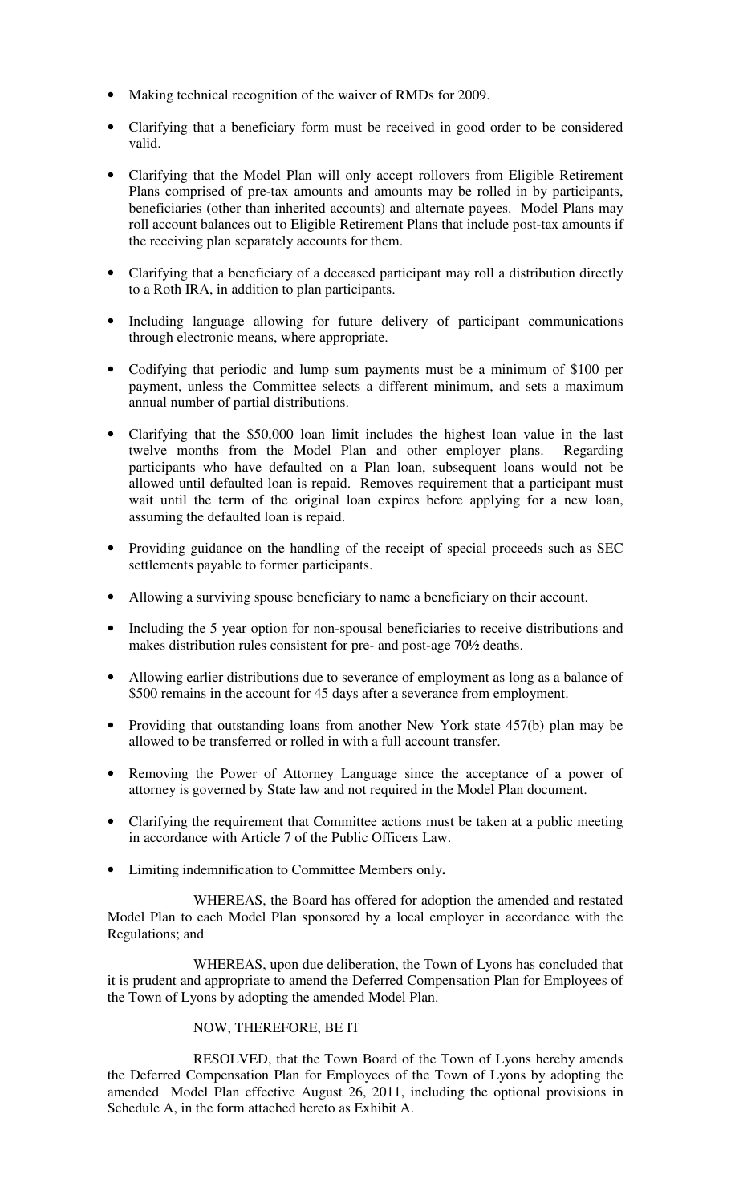- Making technical recognition of the waiver of RMDs for 2009.

- Clarifying that a beneficiary form must be received in good order to be considered valid.

- Clarifying that the Model Plan will only accept rollovers from Eligible Retirement Plans comprised of pre-tax amounts and amounts may be rolled in by participants, beneficiaries (other than inherited accounts) and alternate payees. Model Plans may roll account balances out to Eligible Retirement Plans that include post-tax amounts if the receiving plan separately accounts for them.

- Clarifying that a beneficiary of a deceased participant may roll a distribution directly to a Roth IRA, in addition to plan participants.

- Including language allowing for future delivery of participant communications through electronic means, where appropriate.

- Codifying that periodic and lump sum payments must be a minimum of $100 per payment, unless the Committee selects a different minimum, and sets a maximum annual number of partial distributions.

- Clarifying that the $50,000 loan limit includes the highest loan value in the last twelve months from the Model Plan and other employer plans. Regarding participants who have defaulted on a Plan loan, subsequent loans would not be allowed until defaulted loan is repaid. Removes requirement that a participant must wait until the term of the original loan expires before applying for a new loan, assuming the defaulted loan is repaid.

- Providing guidance on the handling of the receipt of special proceeds such as SEC settlements payable to former participants.

- Allowing a surviving spouse beneficiary to name a beneficiary on their account.

- Including the 5 year option for non-spousal beneficiaries to receive distributions and makes distribution rules consistent for pre- and post-age 70½ deaths.

- Allowing earlier distributions due to severance of employment as long as a balance of $500 remains in the account for 45 days after a severance from employment.

- Providing that outstanding loans from another New York state 457(b) plan may be allowed to be transferred or rolled in with a full account transfer.

- Removing the Power of Attorney Language since the acceptance of a power of attorney is governed by State law and not required in the Model Plan document.

- Clarifying the requirement that Committee actions must be taken at a public meeting in accordance with Article 7 of the Public Officers Law.

- Limiting indemnification to Committee Members only**.**

WHEREAS, the Board has offered for adoption the amended and restated Model Plan to each Model Plan sponsored by a local employer in accordance with the Regulations; and

WHEREAS, upon due deliberation, the Town of Lyons has concluded that it is prudent and appropriate to amend the Deferred Compensation Plan for Employees of the Town of Lyons by adopting the amended Model Plan.

NOW, THEREFORE, BE IT

RESOLVED, that the Town Board of the Town of Lyons hereby amends the Deferred Compensation Plan for Employees of the Town of Lyons by adopting the amended Model Plan effective August 26, 2011, including the optional provisions in Schedule A, in the form attached hereto as Exhibit A.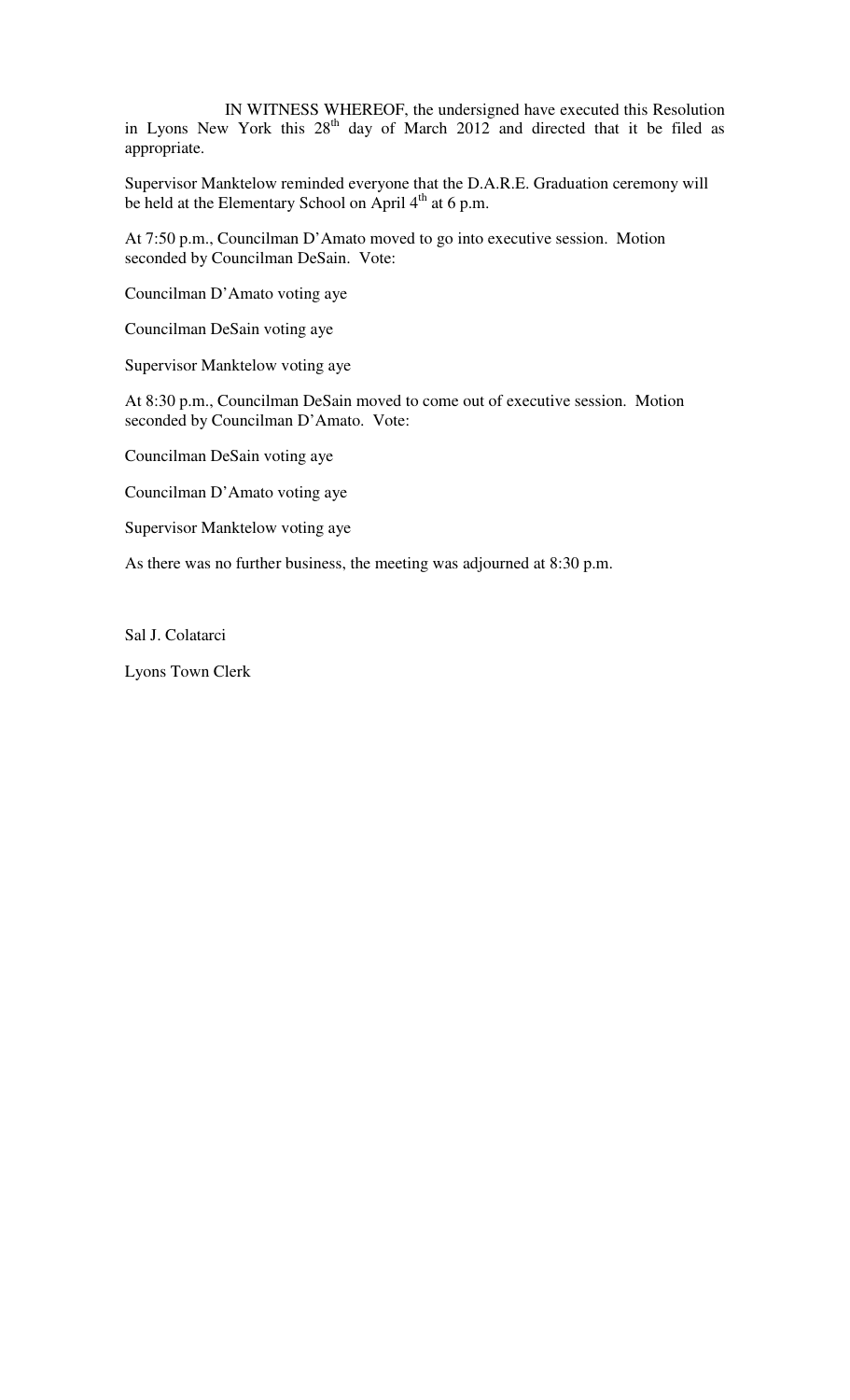IN WITNESS WHEREOF, the undersigned have executed this Resolution in Lyons New York this 28th day of March 2012 and directed that it be filed as appropriate.

Supervisor Manktelow reminded everyone that the D.A.R.E. Graduation ceremony will be held at the Elementary School on April 4th at 6 p.m.

At 7:50 p.m., Councilman D'Amato moved to go into executive session. Motion seconded by Councilman DeSain. Vote:

Councilman D'Amato voting aye

Councilman DeSain voting aye

Supervisor Manktelow voting aye

At 8:30 p.m., Councilman DeSain moved to come out of executive session. Motion seconded by Councilman D'Amato. Vote:

Councilman DeSain voting aye

Councilman D'Amato voting aye

Supervisor Manktelow voting aye

As there was no further business, the meeting was adjourned at 8:30 p.m.

Sal J. Colatarci

Lyons Town Clerk